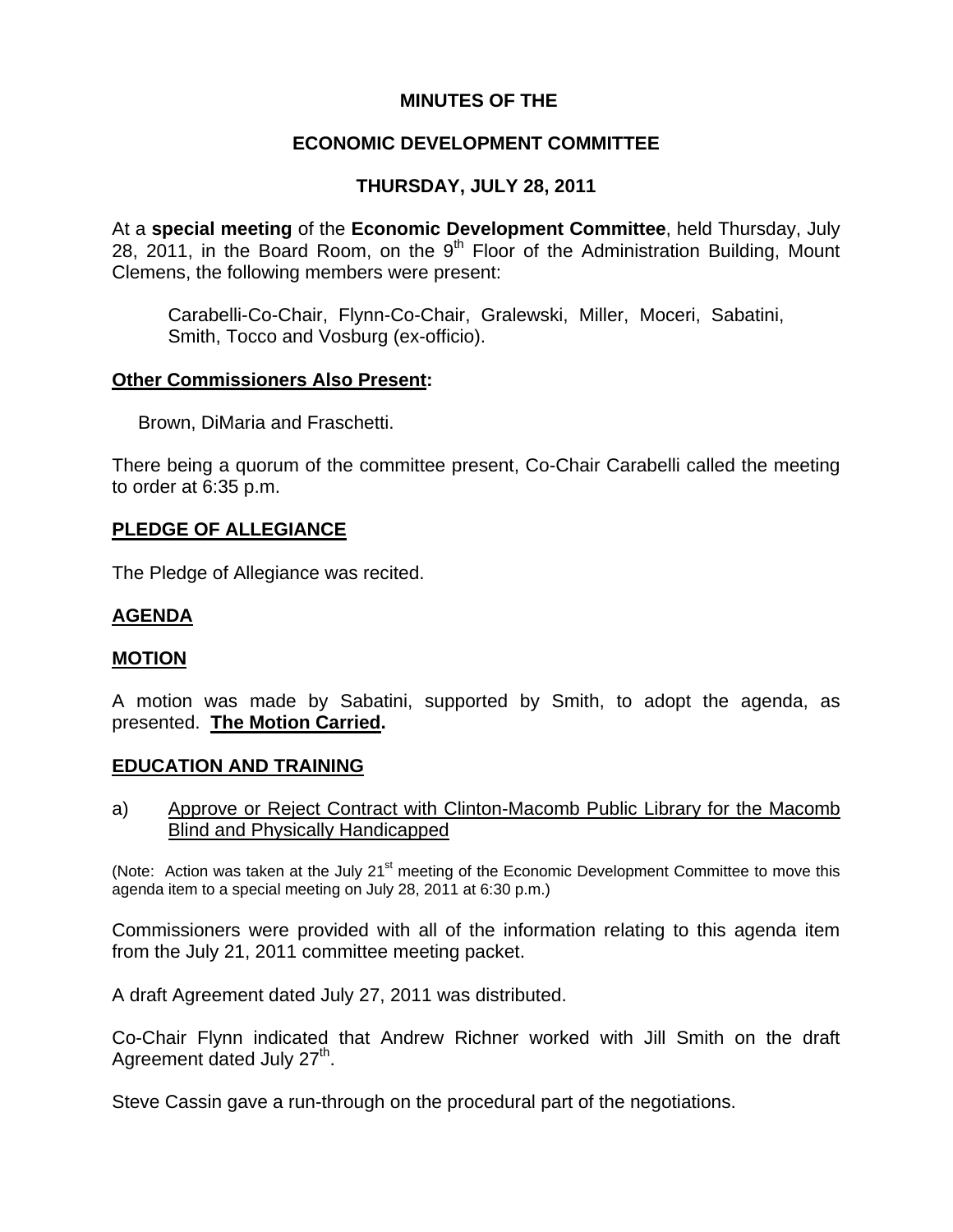**MINUTES OF THE**

**ECONOMIC DEVELOPMENT COMMITTEE**

**THURSDAY, JULY 28, 2011**

At a **special meeting** of the **Economic Development Committee**, held Thursday, July 28, 2011, in the Board Room, on the 9th Floor of the Administration Building, Mount Clemens, the following members were present:

Carabelli-Co-Chair, Flynn-Co-Chair, Gralewski, Miller, Moceri, Sabatini, Smith, Tocco and Vosburg (ex-officio).

**Other Commissioners Also Present:**

Brown, DiMaria and Fraschetti.

There being a quorum of the committee present, Co-Chair Carabelli called the meeting to order at 6:35 p.m.

**PLEDGE OF ALLEGIANCE**

The Pledge of Allegiance was recited.

**AGENDA**

**MOTION**

A motion was made by Sabatini, supported by Smith, to adopt the agenda, as presented. **The Motion Carried.**

**EDUCATION AND TRAINING**

a) Approve or Reject Contract with Clinton-Macomb Public Library for the Macomb Blind and Physically Handicapped

(Note: Action was taken at the July 21st meeting of the Economic Development Committee to move this agenda item to a special meeting on July 28, 2011 at 6:30 p.m.)

Commissioners were provided with all of the information relating to this agenda item from the July 21, 2011 committee meeting packet.

A draft Agreement dated July 27, 2011 was distributed.

Co-Chair Flynn indicated that Andrew Richner worked with Jill Smith on the draft Agreement dated July 27th.

Steve Cassin gave a run-through on the procedural part of the negotiations.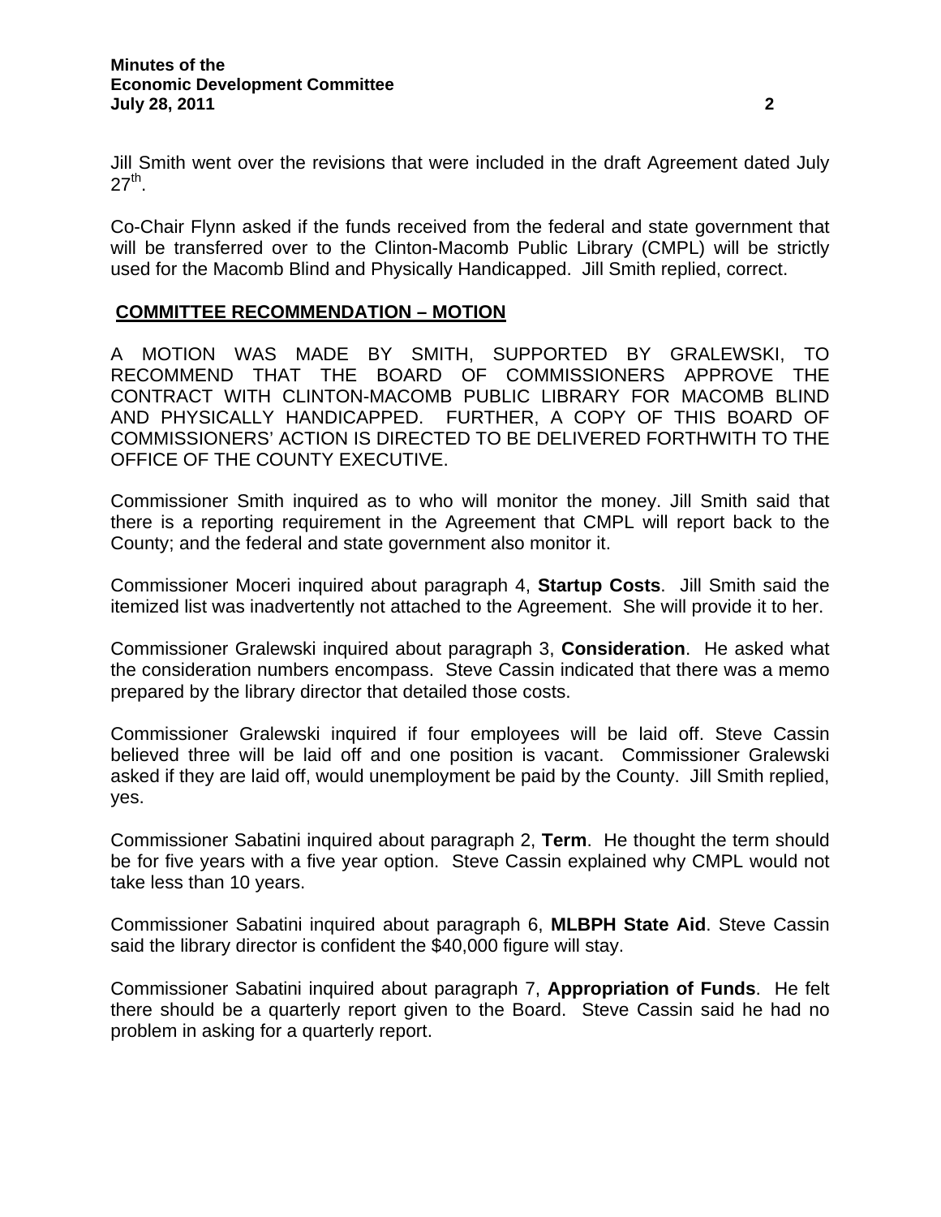Jill Smith went over the revisions that were included in the draft Agreement dated July 27th.

Co-Chair Flynn asked if the funds received from the federal and state government that will be transferred over to the Clinton-Macomb Public Library (CMPL) will be strictly used for the Macomb Blind and Physically Handicapped. Jill Smith replied, correct.

**COMMITTEE RECOMMENDATION – MOTION**

A MOTION WAS MADE BY SMITH, SUPPORTED BY GRALEWSKI, TO RECOMMEND THAT THE BOARD OF COMMISSIONERS APPROVE THE CONTRACT WITH CLINTON-MACOMB PUBLIC LIBRARY FOR MACOMB BLIND AND PHYSICALLY HANDICAPPED. FURTHER, A COPY OF THIS BOARD OF COMMISSIONERS' ACTION IS DIRECTED TO BE DELIVERED FORTHWITH TO THE OFFICE OF THE COUNTY EXECUTIVE.

Commissioner Smith inquired as to who will monitor the money. Jill Smith said that there is a reporting requirement in the Agreement that CMPL will report back to the County; and the federal and state government also monitor it.

Commissioner Moceri inquired about paragraph 4, **Startup Costs**. Jill Smith said the itemized list was inadvertently not attached to the Agreement. She will provide it to her.

Commissioner Gralewski inquired about paragraph 3, **Consideration**. He asked what the consideration numbers encompass. Steve Cassin indicated that there was a memo prepared by the library director that detailed those costs.

Commissioner Gralewski inquired if four employees will be laid off. Steve Cassin believed three will be laid off and one position is vacant. Commissioner Gralewski asked if they are laid off, would unemployment be paid by the County. Jill Smith replied, yes.

Commissioner Sabatini inquired about paragraph 2, **Term**. He thought the term should be for five years with a five year option. Steve Cassin explained why CMPL would not take less than 10 years.

Commissioner Sabatini inquired about paragraph 6, **MLBPH State Aid**. Steve Cassin said the library director is confident the $40,000 figure will stay.

Commissioner Sabatini inquired about paragraph 7, **Appropriation of Funds**. He felt there should be a quarterly report given to the Board. Steve Cassin said he had no problem in asking for a quarterly report.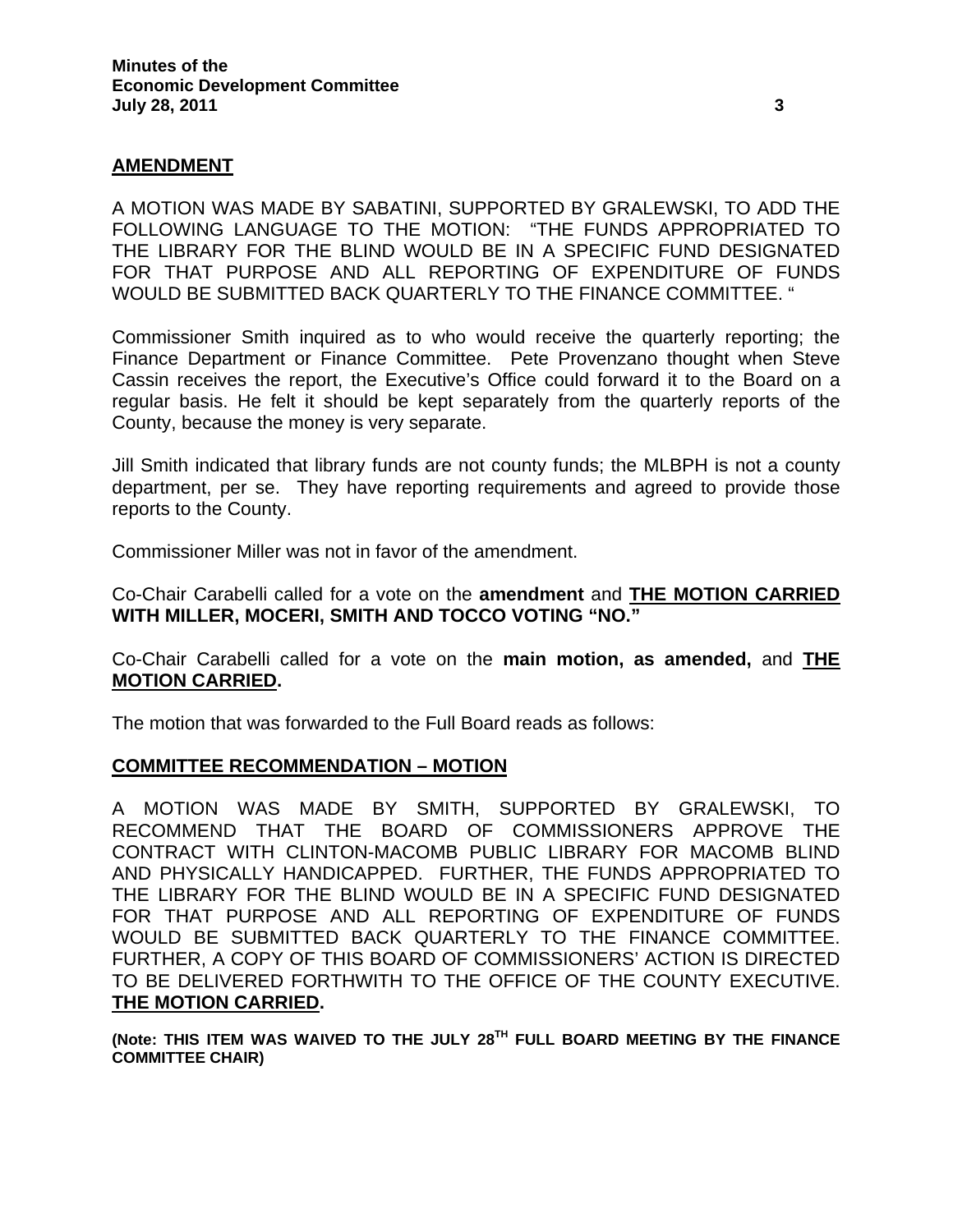**AMENDMENT**

A MOTION WAS MADE BY SABATINI, SUPPORTED BY GRALEWSKI, TO ADD THE FOLLOWING LANGUAGE TO THE MOTION: "THE FUNDS APPROPRIATED TO THE LIBRARY FOR THE BLIND WOULD BE IN A SPECIFIC FUND DESIGNATED FOR THAT PURPOSE AND ALL REPORTING OF EXPENDITURE OF FUNDS WOULD BE SUBMITTED BACK QUARTERLY TO THE FINANCE COMMITTEE. "

Commissioner Smith inquired as to who would receive the quarterly reporting; the Finance Department or Finance Committee. Pete Provenzano thought when Steve Cassin receives the report, the Executive's Office could forward it to the Board on a regular basis. He felt it should be kept separately from the quarterly reports of the County, because the money is very separate.

Jill Smith indicated that library funds are not county funds; the MLBPH is not a county department, per se. They have reporting requirements and agreed to provide those reports to the County.

Commissioner Miller was not in favor of the amendment.

Co-Chair Carabelli called for a vote on the **amendment** and **THE MOTION CARRIED WITH MILLER, MOCERI, SMITH AND TOCCO VOTING "NO."**

Co-Chair Carabelli called for a vote on the **main motion, as amended,** and **THE MOTION CARRIED.**

The motion that was forwarded to the Full Board reads as follows:

**COMMITTEE RECOMMENDATION – MOTION**

A MOTION WAS MADE BY SMITH, SUPPORTED BY GRALEWSKI, TO RECOMMEND THAT THE BOARD OF COMMISSIONERS APPROVE THE CONTRACT WITH CLINTON-MACOMB PUBLIC LIBRARY FOR MACOMB BLIND AND PHYSICALLY HANDICAPPED. FURTHER, THE FUNDS APPROPRIATED TO THE LIBRARY FOR THE BLIND WOULD BE IN A SPECIFIC FUND DESIGNATED FOR THAT PURPOSE AND ALL REPORTING OF EXPENDITURE OF FUNDS WOULD BE SUBMITTED BACK QUARTERLY TO THE FINANCE COMMITTEE. FURTHER, A COPY OF THIS BOARD OF COMMISSIONERS' ACTION IS DIRECTED TO BE DELIVERED FORTHWITH TO THE OFFICE OF THE COUNTY EXECUTIVE. **THE MOTION CARRIED.**

**(Note: THIS ITEM WAS WAIVED TO THE JULY 28TH FULL BOARD MEETING BY THE FINANCE COMMITTEE CHAIR)**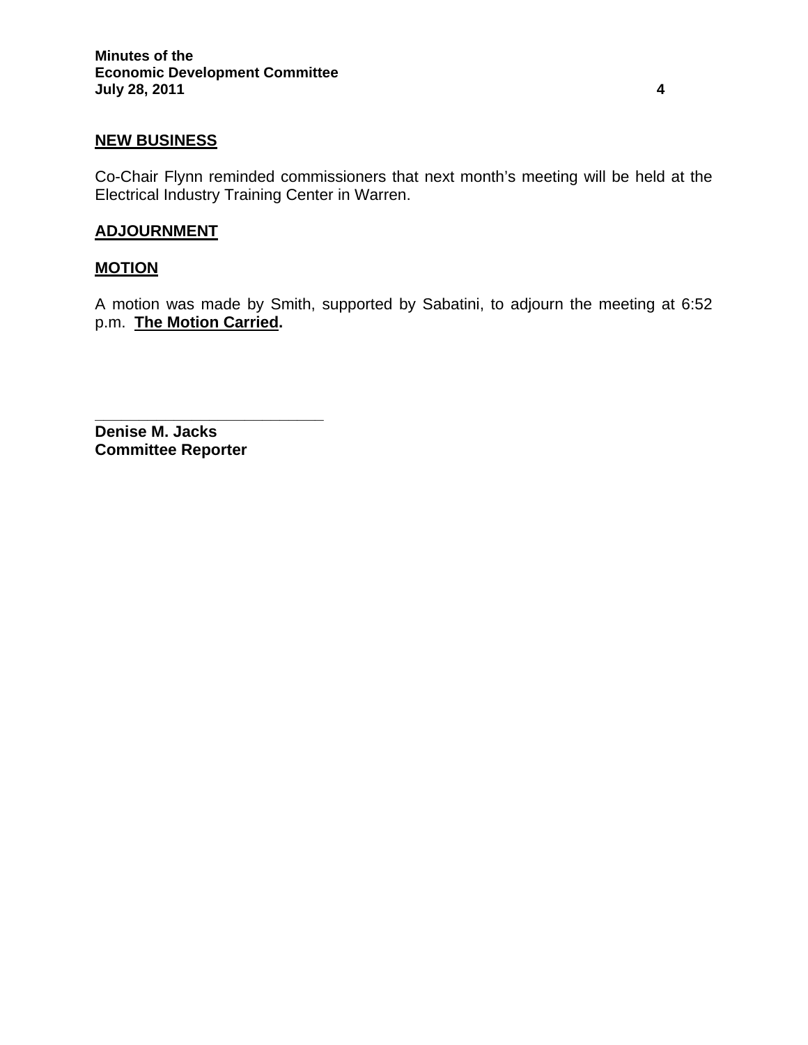## NEW BUSINESS

Co-Chair Flynn reminded commissioners that next month's meeting will be held at the Electrical Industry Training Center in Warren.

## ADJOURNMENT

## MOTION

A motion was made by Smith, supported by Sabatini, to adjourn the meeting at 6:52 p.m. **The Motion Carried.**

\_\_\_\_\_\_\_\_\_\_\_\_\_\_\_\_\_\_\_\_\_\_\_\_\_\_\_\_

**Denise M. Jacks**
**Committee Reporter**